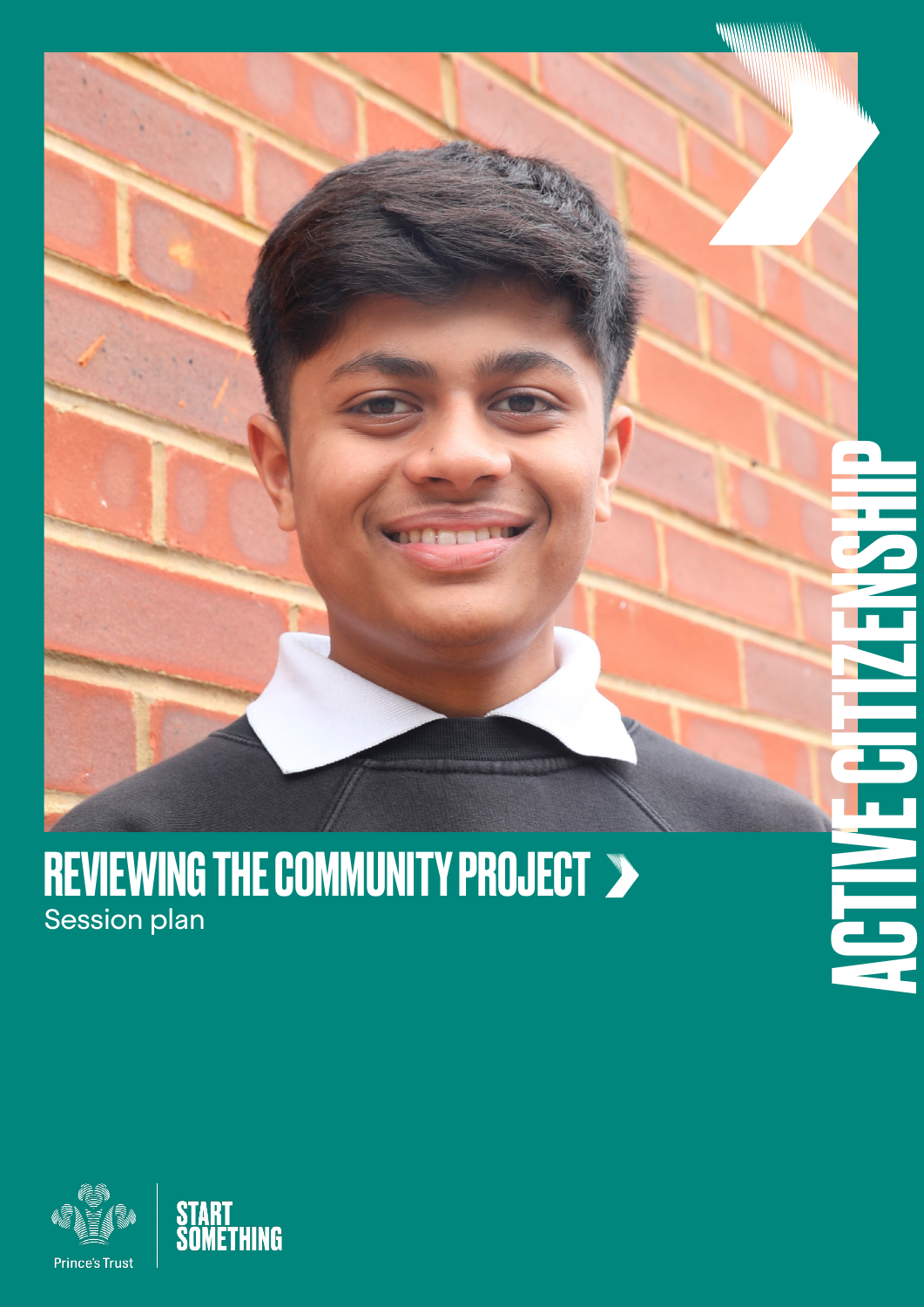# REVIEWING THE COMMUNITY PROJECT

Session plan

ACTIVE CITIZENSHIP

Prince's Trust

START SOMETHING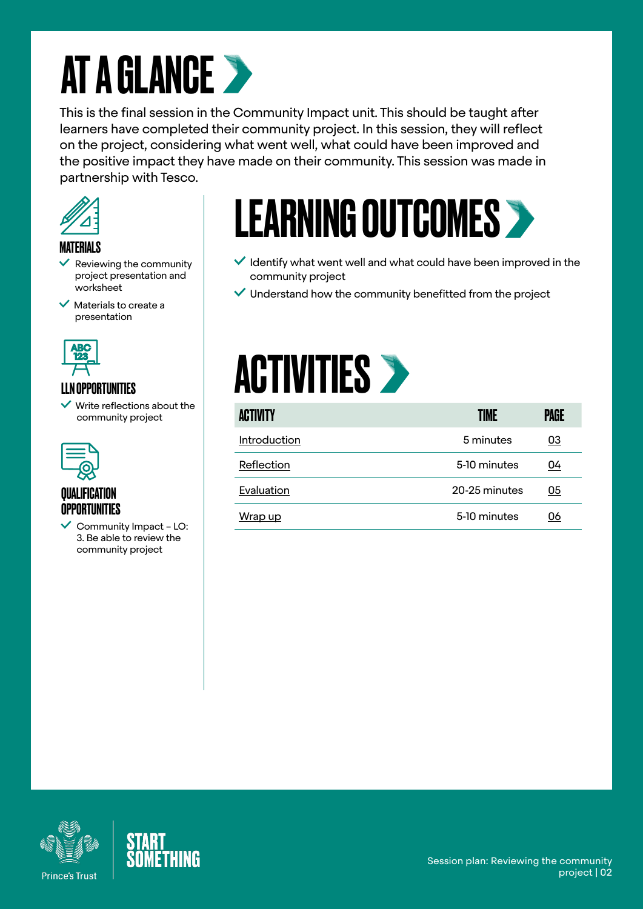# AT A GLANCE

This is the final session in the Community Impact unit. This should be taught after learners have completed their community project. In this session, they will reflect on the project, considering what went well, what could have been improved and the positive impact they have made on their community. This session was made in partnership with Tesco.

### MATERIALS

- Reviewing the community project presentation and worksheet
- Materials to create a presentation

### LLN OPPORTUNITIES

- Write reflections about the community project

### QUALIFICATION OPPORTUNITIES

- Community Impact – LO: 3. Be able to review the community project

## LEARNING OUTCOMES

- Identify what went well and what could have been improved in the community project
- Understand how the community benefitted from the project

## ACTIVITIES

| ACTIVITY | TIME | PAGE |
|---|---|---|
| Introduction | 5 minutes | 03 |
| Reflection | 5-10 minutes | 04 |
| Evaluation | 20-25 minutes | 05 |
| Wrap up | 5-10 minutes | 06 |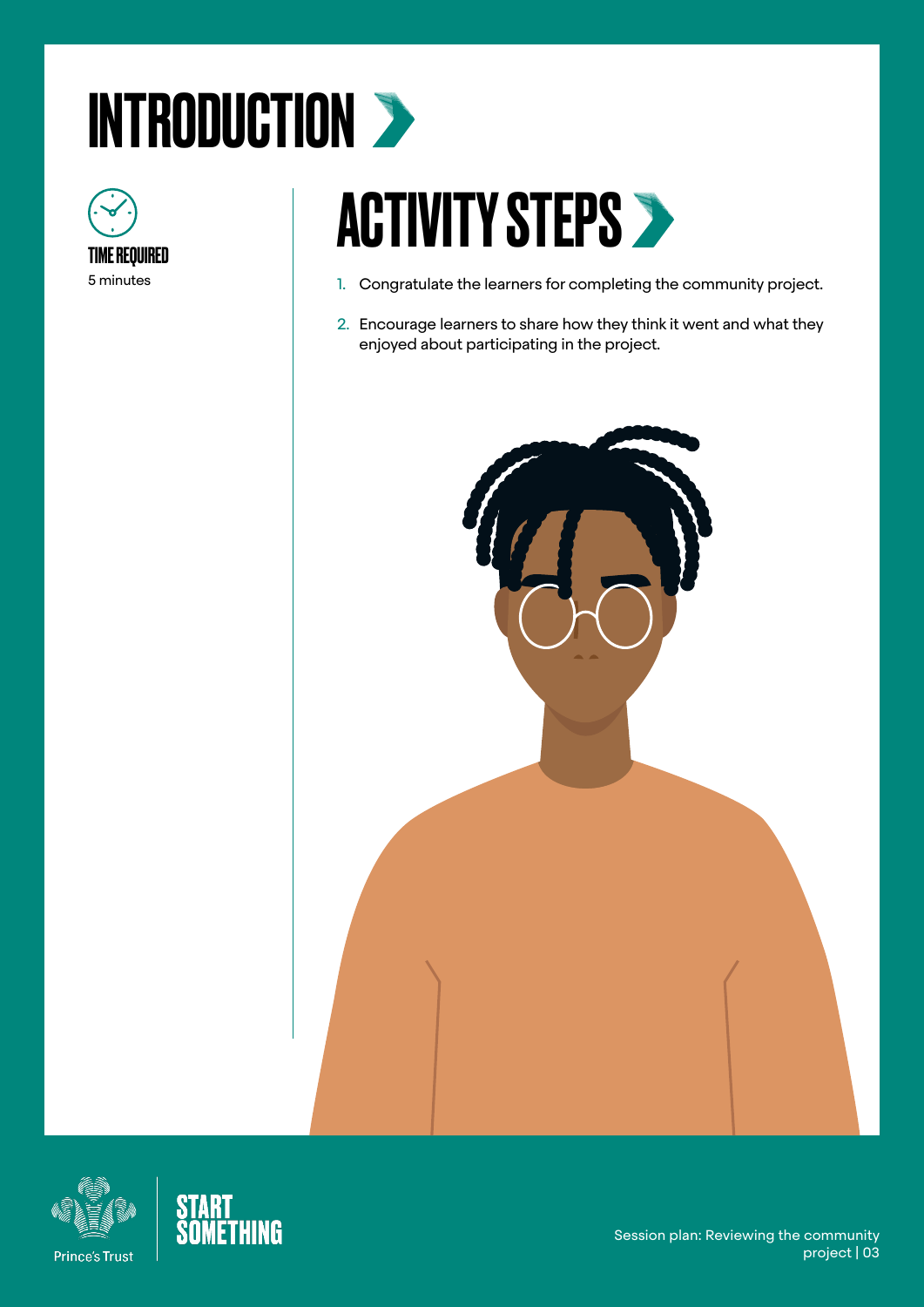# INTRODUCTION

**TIME REQUIRED**
5 minutes

## ACTIVITY STEPS

1. Congratulate the learners for completing the community project.
2. Encourage learners to share how they think it went and what they enjoyed about participating in the project.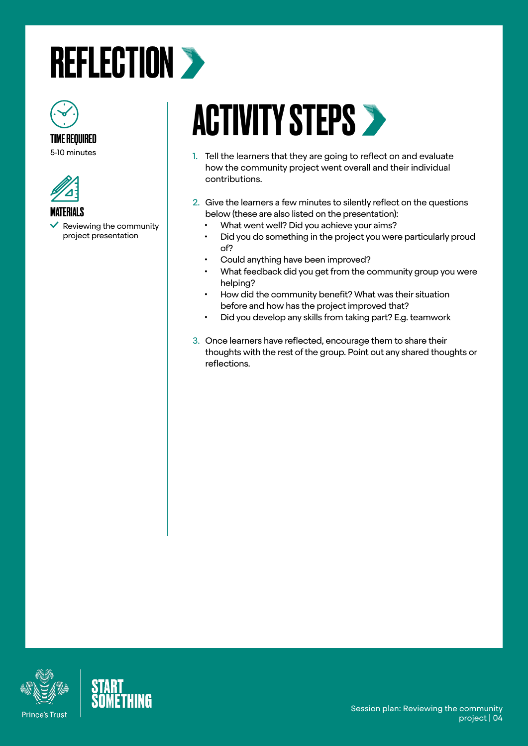# REFLECTION

**TIME REQUIRED**

5-10 minutes

**MATERIALS**

- ✓ Reviewing the community project presentation

## ACTIVITY STEPS

1. Tell the learners that they are going to reflect on and evaluate how the community project went overall and their individual contributions.

2. Give the learners a few minutes to silently reflect on the questions below (these are also listed on the presentation):
   - What went well? Did you achieve your aims?
   - Did you do something in the project you were particularly proud of?
   - Could anything have been improved?
   - What feedback did you get from the community group you were helping?
   - How did the community benefit? What was their situation before and how has the project improved that?
   - Did you develop any skills from taking part? E.g. teamwork

3. Once learners have reflected, encourage them to share their thoughts with the rest of the group. Point out any shared thoughts or reflections.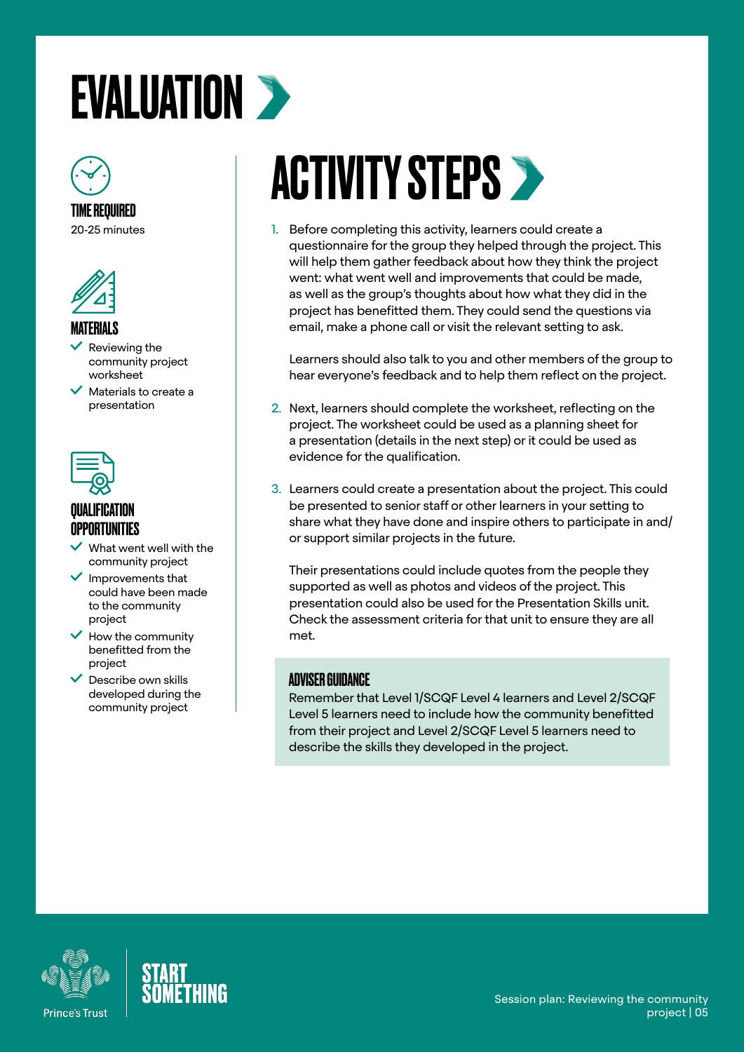# EVALUATION

### TIME REQUIRED

20-25 minutes

### MATERIALS

- Reviewing the community project worksheet
- Materials to create a presentation

### QUALIFICATION OPPORTUNITIES

- What went well with the community project
- Improvements that could have been made to the community project
- How the community benefitted from the project
- Describe own skills developed during the community project

## ACTIVITY STEPS

1. Before completing this activity, learners could create a questionnaire for the group they helped through the project. This will help them gather feedback about how they think the project went: what went well and improvements that could be made, as well as the group's thoughts about how what they did in the project has benefitted them. They could send the questions via email, make a phone call or visit the relevant setting to ask.

   Learners should also talk to you and other members of the group to hear everyone's feedback and to help them reflect on the project.

2. Next, learners should complete the worksheet, reflecting on the project. The worksheet could be used as a planning sheet for a presentation (details in the next step) or it could be used as evidence for the qualification.

3. Learners could create a presentation about the project. This could be presented to senior staff or other learners in your setting to share what they have done and inspire others to participate in and/or support similar projects in the future.

   Their presentations could include quotes from the people they supported as well as photos and videos of the project. This presentation could also be used for the Presentation Skills unit. Check the assessment criteria for that unit to ensure they are all met.

### ADVISER GUIDANCE

Remember that Level 1/SCQF Level 4 learners and Level 2/SCQF Level 5 learners need to include how the community benefitted from their project and Level 2/SCQF Level 5 learners need to describe the skills they developed in the project.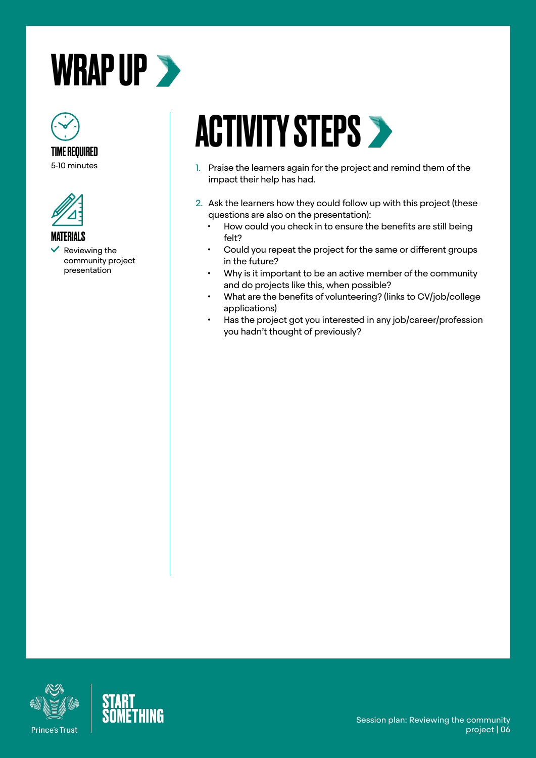# WRAP UP

**TIME REQUIRED**

5-10 minutes

**MATERIALS**

- Reviewing the community project presentation

## ACTIVITY STEPS

1. Praise the learners again for the project and remind them of the impact their help has had.

2. Ask the learners how they could follow up with this project (these questions are also on the presentation):
   - How could you check in to ensure the benefits are still being felt?
   - Could you repeat the project for the same or different groups in the future?
   - Why is it important to be an active member of the community and do projects like this, when possible?
   - What are the benefits of volunteering? (links to CV/job/college applications)
   - Has the project got you interested in any job/career/profession you hadn't thought of previously?